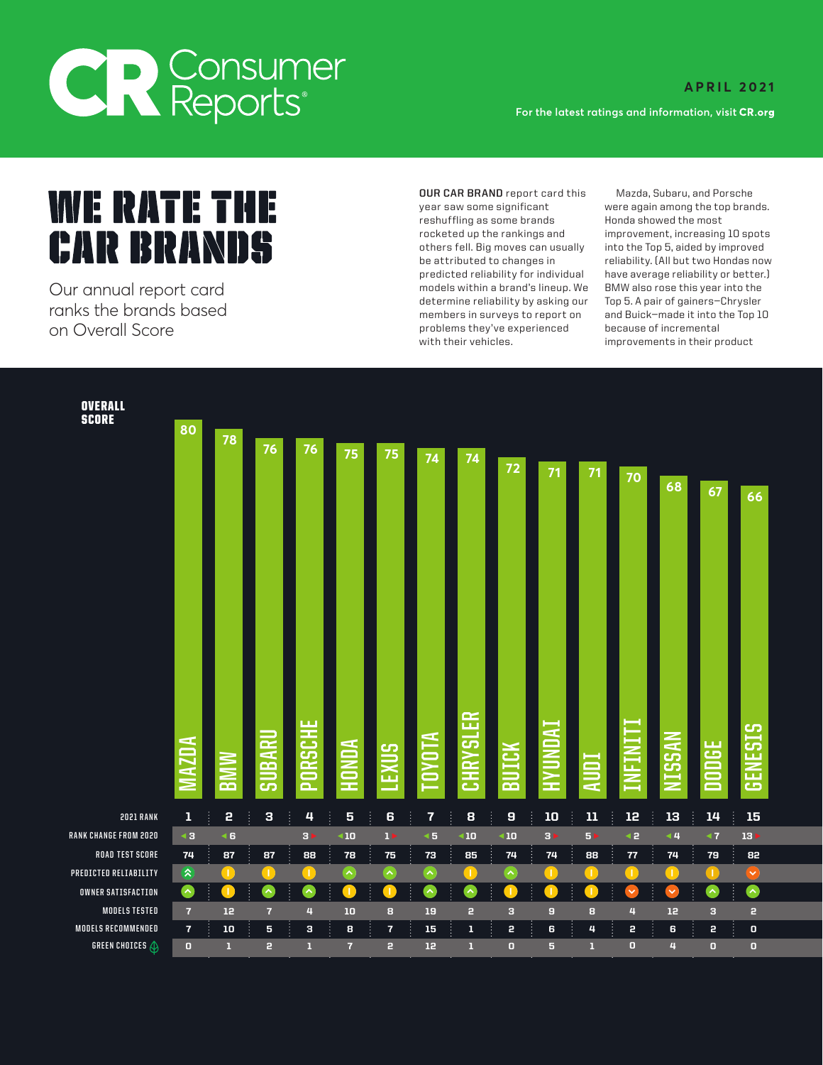# Consumer Reports

**APRIL 2021**

For the latest ratings and information, visit **CR.org**

# WE RATE THE CAR BRANDS

Our annual report card ranks the brands based on Overall Score

**OUR CAR BRAND** report card this year saw some significant reshuffling as some brands rocketed up the rankings and others fell. Big moves can usually be attributed to changes in predicted reliability for individual models within a brand's lineup. We determine reliability by asking our members in surveys to report on problems they've experienced with their vehicles.

Mazda, Subaru, and Porsche were again among the top brands. Honda showed the most improvement, increasing 10 spots into the Top 5, aided by improved reliability. (All but two Hondas now have average reliability or better.) BMW also rose this year into the Top 5. A pair of gainers—Chrysler and Buick—made it into the Top 10 because of incremental improvements in their product

| | MAZDA | BMW | SUBARU | PORSCHE | HONDA | LEXUS | TOYOTA | CHRYSLER | BUICK | HYUNDAI | AUDI | INFINITI | NISSAN | DODGE | GENESIS |
|---|---|---|---|---|---|---|---|---|---|---|---|---|---|---|---|
| OVERALL SCORE | 80 | 78 | 76 | 76 | 75 | 75 | 74 | 74 | 72 | 71 | 71 | 70 | 68 | 67 | 66 |
| 2021 RANK | 1 | 2 | 3 | 4 | 5 | 6 | 7 | 8 | 9 | 10 | 11 | 12 | 13 | 14 | 15 |
| RANK CHANGE FROM 2020 | ▲3 | ▲6 | | 3▼ | ▲10 | 1▼ | ▲5 | ▲10 | ▲10 | 3▼ | 5▼ | ▲2 | ▲4 | ▲7 | 13▼ |
| ROAD TEST SCORE | 74 | 87 | 87 | 88 | 78 | 75 | 73 | 85 | 74 | 74 | 88 | 77 | 74 | 79 | 82 |
| PREDICTED RELIABILITY | Much better than average | Average | Average | Average | Better than average | Better than average | Better than average | Average | Better than average | Average | Average | Average | Average | Average | Worse than average |
| OWNER SATISFACTION | Better than average | Average | Better than average | Better than average | Average | Average | Better than average | Better than average | Average | Average | Average | Worse than average | Worse than average | Better than average | Better than average |
| MODELS TESTED | 7 | 12 | 7 | 4 | 10 | 8 | 19 | 2 | 3 | 9 | 8 | 4 | 12 | 3 | 2 |
| MODELS RECOMMENDED | 7 | 10 | 5 | 3 | 8 | 7 | 15 | 1 | 2 | 6 | 4 | 2 | 6 | 2 | 0 |
| GREEN CHOICES | 0 | 1 | 2 | 1 | 7 | 2 | 12 | 1 | 0 | 5 | 1 | 0 | 4 | 0 | 0 |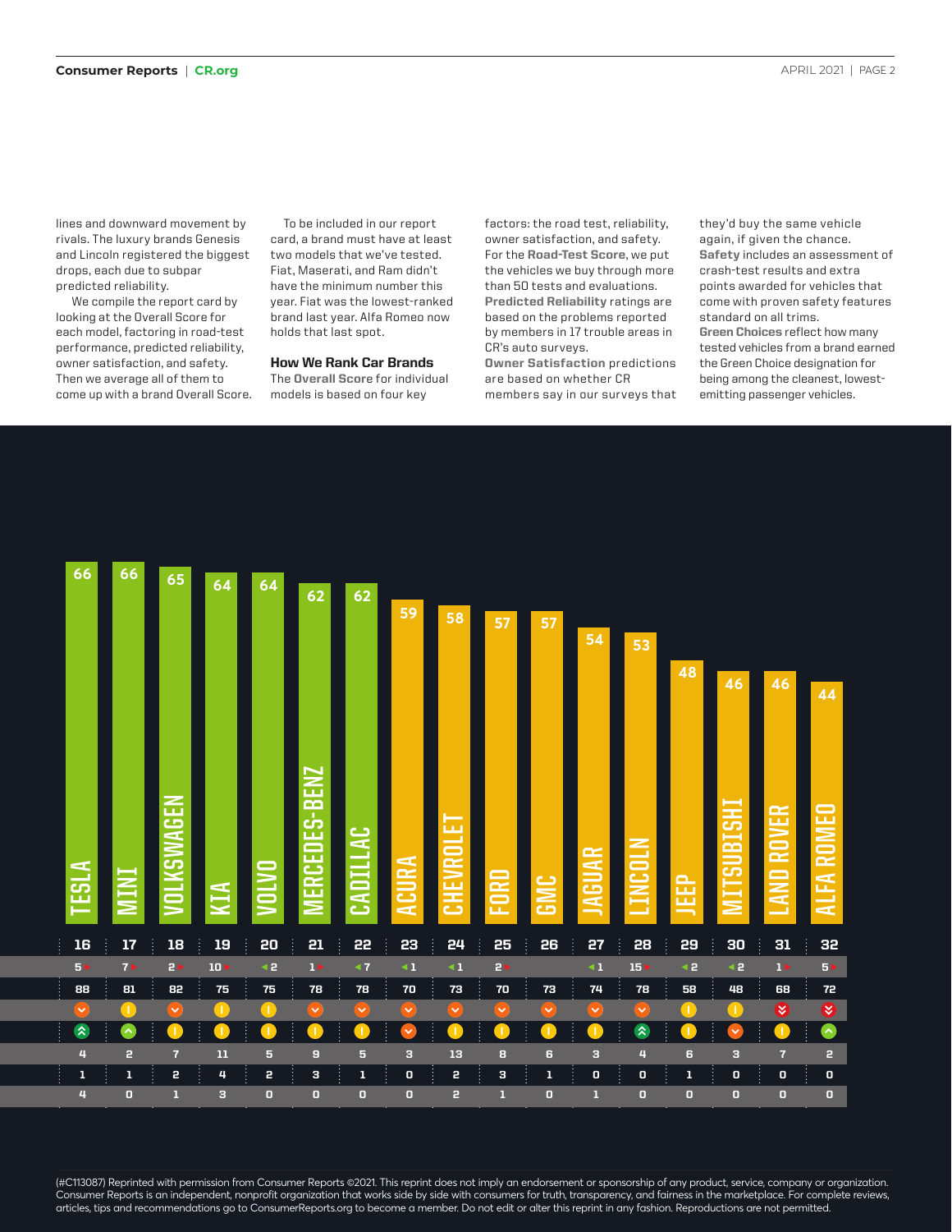lines and downward movement by rivals. The luxury brands Genesis and Lincoln registered the biggest drops, each due to subpar predicted reliability.

We compile the report card by looking at the Overall Score for each model, factoring in road-test performance, predicted reliability, owner satisfaction, and safety. Then we average all of them to come up with a brand Overall Score.

To be included in our report card, a brand must have at least two models that we've tested. Fiat, Maserati, and Ram didn't have the minimum number this year. Fiat was the lowest-ranked brand last year. Alfa Romeo now holds that last spot.

### How We Rank Car Brands

The **Overall Score** for individual models is based on four key factors: the road test, reliability, owner satisfaction, and safety. For the **Road-Test Score**, we put the vehicles we buy through more than 50 tests and evaluations. **Predicted Reliability** ratings are based on the problems reported by members in 17 trouble areas in CR's auto surveys. **Owner Satisfaction** predictions are based on whether CR members say in our surveys that they'd buy the same vehicle again, if given the chance. **Safety** includes an assessment of crash-test results and extra points awarded for vehicles that come with proven safety features standard on all trims. **Green Choices** reflect how many tested vehicles from a brand earned the Green Choice designation for being among the cleanest, lowest-emitting passenger vehicles.

66 TESLA
66 MINI
65 VOLKSWAGEN
64 KIA
64 VOLVO
62 MERCEDES-BENZ
62 CADILLAC
59 ACURA
58 CHEVROLET
57 FORD
57 GMC
54 JAGUAR
53 LINCOLN
48 JEEP
46 MITSUBISHI
46 LAND ROVER
44 ALFA ROMEO

16 17 18 19 20 21 22 23 24 25 26 27 28 29 30 31 32

5 7 2 10 2 1 7 1 1 2 1 15 2 2 1 5

88 81 82 75 75 78 78 70 73 70 73 74 78 58 48 68 72

4 2 7 11 5 9 5 3 13 8 6 3 4 6 3 7 2

1 1 2 4 2 3 1 0 2 3 1 0 0 1 0 0 0

4 0 1 3 0 0 0 0 2 1 0 1 0 0 0 0 0

(#C113087) Reprinted with permission from Consumer Reports ©2021. This reprint does not imply an endorsement or sponsorship of any product, service, company or organization. Consumer Reports is an independent, nonprofit organization that works side by side with consumers for truth, transparency, and fairness in the marketplace. For complete reviews, articles, tips and recommendations go to ConsumerReports.org to become a member. Do not edit or alter this reprint in any fashion. Reproductions are not permitted.